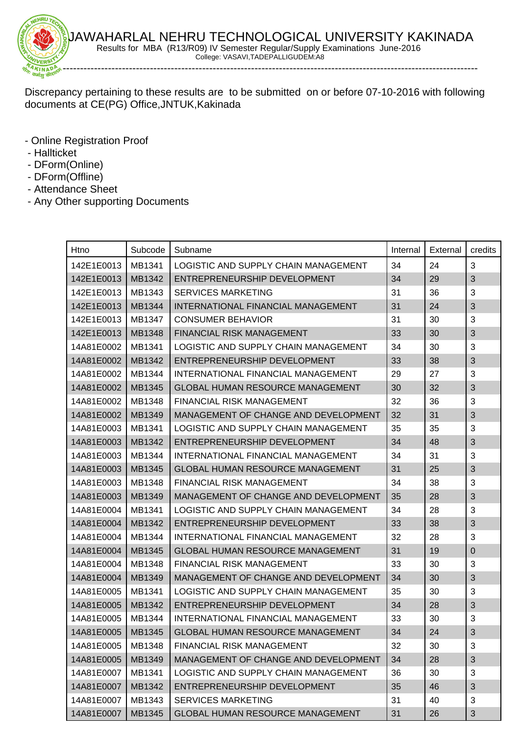# JAWAHARLAL NEHRU TECHNOLOGICAL UNIVERSITY KAKINADA

Results for MBA (R13/R09) IV Semester Regular/Supply Examinations June-2016

College: VASAVI,TADEPALLIGUDEM:A8

---

Discrepancy pertaining to these results are to be submitted on or before 07-10-2016 with following documents at CE(PG) Office,JNTUK,Kakinada

- Online Registration Proof
- Hallticket
- DForm(Online)
- DForm(Offline)
- Attendance Sheet
- Any Other supporting Documents

| Htno | Subcode | Subname | Internal | External | credits |
|---|---|---|---|---|---|
| 142E1E0013 | MB1341 | LOGISTIC AND SUPPLY CHAIN MANAGEMENT | 34 | 24 | 3 |
| 142E1E0013 | MB1342 | ENTREPRENEURSHIP DEVELOPMENT | 34 | 29 | 3 |
| 142E1E0013 | MB1343 | SERVICES MARKETING | 31 | 36 | 3 |
| 142E1E0013 | MB1344 | INTERNATIONAL FINANCIAL MANAGEMENT | 31 | 24 | 3 |
| 142E1E0013 | MB1347 | CONSUMER BEHAVIOR | 31 | 30 | 3 |
| 142E1E0013 | MB1348 | FINANCIAL RISK MANAGEMENT | 33 | 30 | 3 |
| 14A81E0002 | MB1341 | LOGISTIC AND SUPPLY CHAIN MANAGEMENT | 34 | 30 | 3 |
| 14A81E0002 | MB1342 | ENTREPRENEURSHIP DEVELOPMENT | 33 | 38 | 3 |
| 14A81E0002 | MB1344 | INTERNATIONAL FINANCIAL MANAGEMENT | 29 | 27 | 3 |
| 14A81E0002 | MB1345 | GLOBAL HUMAN RESOURCE MANAGEMENT | 30 | 32 | 3 |
| 14A81E0002 | MB1348 | FINANCIAL RISK MANAGEMENT | 32 | 36 | 3 |
| 14A81E0002 | MB1349 | MANAGEMENT OF CHANGE AND DEVELOPMENT | 32 | 31 | 3 |
| 14A81E0003 | MB1341 | LOGISTIC AND SUPPLY CHAIN MANAGEMENT | 35 | 35 | 3 |
| 14A81E0003 | MB1342 | ENTREPRENEURSHIP DEVELOPMENT | 34 | 48 | 3 |
| 14A81E0003 | MB1344 | INTERNATIONAL FINANCIAL MANAGEMENT | 34 | 31 | 3 |
| 14A81E0003 | MB1345 | GLOBAL HUMAN RESOURCE MANAGEMENT | 31 | 25 | 3 |
| 14A81E0003 | MB1348 | FINANCIAL RISK MANAGEMENT | 34 | 38 | 3 |
| 14A81E0003 | MB1349 | MANAGEMENT OF CHANGE AND DEVELOPMENT | 35 | 28 | 3 |
| 14A81E0004 | MB1341 | LOGISTIC AND SUPPLY CHAIN MANAGEMENT | 34 | 28 | 3 |
| 14A81E0004 | MB1342 | ENTREPRENEURSHIP DEVELOPMENT | 33 | 38 | 3 |
| 14A81E0004 | MB1344 | INTERNATIONAL FINANCIAL MANAGEMENT | 32 | 28 | 3 |
| 14A81E0004 | MB1345 | GLOBAL HUMAN RESOURCE MANAGEMENT | 31 | 19 | 0 |
| 14A81E0004 | MB1348 | FINANCIAL RISK MANAGEMENT | 33 | 30 | 3 |
| 14A81E0004 | MB1349 | MANAGEMENT OF CHANGE AND DEVELOPMENT | 34 | 30 | 3 |
| 14A81E0005 | MB1341 | LOGISTIC AND SUPPLY CHAIN MANAGEMENT | 35 | 30 | 3 |
| 14A81E0005 | MB1342 | ENTREPRENEURSHIP DEVELOPMENT | 34 | 28 | 3 |
| 14A81E0005 | MB1344 | INTERNATIONAL FINANCIAL MANAGEMENT | 33 | 30 | 3 |
| 14A81E0005 | MB1345 | GLOBAL HUMAN RESOURCE MANAGEMENT | 34 | 24 | 3 |
| 14A81E0005 | MB1348 | FINANCIAL RISK MANAGEMENT | 32 | 30 | 3 |
| 14A81E0005 | MB1349 | MANAGEMENT OF CHANGE AND DEVELOPMENT | 34 | 28 | 3 |
| 14A81E0007 | MB1341 | LOGISTIC AND SUPPLY CHAIN MANAGEMENT | 36 | 30 | 3 |
| 14A81E0007 | MB1342 | ENTREPRENEURSHIP DEVELOPMENT | 35 | 46 | 3 |
| 14A81E0007 | MB1343 | SERVICES MARKETING | 31 | 40 | 3 |
| 14A81E0007 | MB1345 | GLOBAL HUMAN RESOURCE MANAGEMENT | 31 | 26 | 3 |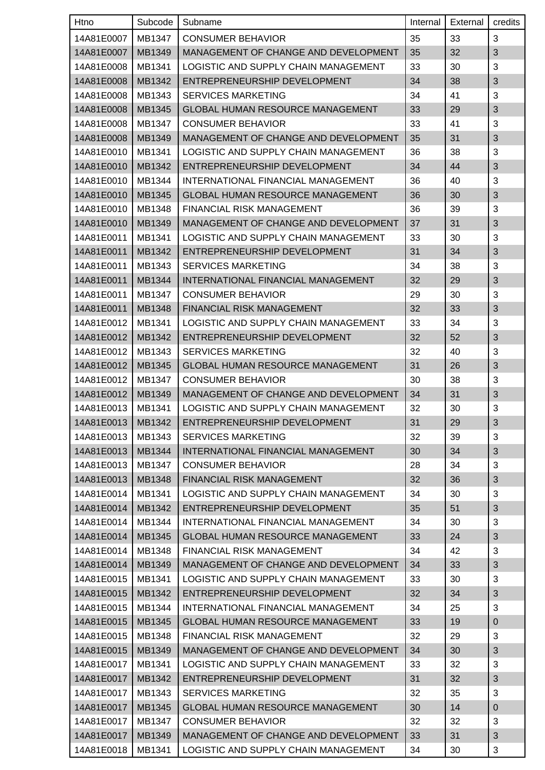| Htno | Subcode | Subname | Internal | External | credits |
|---|---|---|---|---|---|
| 14A81E0007 | MB1347 | CONSUMER BEHAVIOR | 35 | 33 | 3 |
| 14A81E0007 | MB1349 | MANAGEMENT OF CHANGE AND DEVELOPMENT | 35 | 32 | 3 |
| 14A81E0008 | MB1341 | LOGISTIC AND SUPPLY CHAIN MANAGEMENT | 33 | 30 | 3 |
| 14A81E0008 | MB1342 | ENTREPRENEURSHIP DEVELOPMENT | 34 | 38 | 3 |
| 14A81E0008 | MB1343 | SERVICES MARKETING | 34 | 41 | 3 |
| 14A81E0008 | MB1345 | GLOBAL HUMAN RESOURCE MANAGEMENT | 33 | 29 | 3 |
| 14A81E0008 | MB1347 | CONSUMER BEHAVIOR | 33 | 41 | 3 |
| 14A81E0008 | MB1349 | MANAGEMENT OF CHANGE AND DEVELOPMENT | 35 | 31 | 3 |
| 14A81E0010 | MB1341 | LOGISTIC AND SUPPLY CHAIN MANAGEMENT | 36 | 38 | 3 |
| 14A81E0010 | MB1342 | ENTREPRENEURSHIP DEVELOPMENT | 34 | 44 | 3 |
| 14A81E0010 | MB1344 | INTERNATIONAL FINANCIAL MANAGEMENT | 36 | 40 | 3 |
| 14A81E0010 | MB1345 | GLOBAL HUMAN RESOURCE MANAGEMENT | 36 | 30 | 3 |
| 14A81E0010 | MB1348 | FINANCIAL RISK MANAGEMENT | 36 | 39 | 3 |
| 14A81E0010 | MB1349 | MANAGEMENT OF CHANGE AND DEVELOPMENT | 37 | 31 | 3 |
| 14A81E0011 | MB1341 | LOGISTIC AND SUPPLY CHAIN MANAGEMENT | 33 | 30 | 3 |
| 14A81E0011 | MB1342 | ENTREPRENEURSHIP DEVELOPMENT | 31 | 34 | 3 |
| 14A81E0011 | MB1343 | SERVICES MARKETING | 34 | 38 | 3 |
| 14A81E0011 | MB1344 | INTERNATIONAL FINANCIAL MANAGEMENT | 32 | 29 | 3 |
| 14A81E0011 | MB1347 | CONSUMER BEHAVIOR | 29 | 30 | 3 |
| 14A81E0011 | MB1348 | FINANCIAL RISK MANAGEMENT | 32 | 33 | 3 |
| 14A81E0012 | MB1341 | LOGISTIC AND SUPPLY CHAIN MANAGEMENT | 33 | 34 | 3 |
| 14A81E0012 | MB1342 | ENTREPRENEURSHIP DEVELOPMENT | 32 | 52 | 3 |
| 14A81E0012 | MB1343 | SERVICES MARKETING | 32 | 40 | 3 |
| 14A81E0012 | MB1345 | GLOBAL HUMAN RESOURCE MANAGEMENT | 31 | 26 | 3 |
| 14A81E0012 | MB1347 | CONSUMER BEHAVIOR | 30 | 38 | 3 |
| 14A81E0012 | MB1349 | MANAGEMENT OF CHANGE AND DEVELOPMENT | 34 | 31 | 3 |
| 14A81E0013 | MB1341 | LOGISTIC AND SUPPLY CHAIN MANAGEMENT | 32 | 30 | 3 |
| 14A81E0013 | MB1342 | ENTREPRENEURSHIP DEVELOPMENT | 31 | 29 | 3 |
| 14A81E0013 | MB1343 | SERVICES MARKETING | 32 | 39 | 3 |
| 14A81E0013 | MB1344 | INTERNATIONAL FINANCIAL MANAGEMENT | 30 | 34 | 3 |
| 14A81E0013 | MB1347 | CONSUMER BEHAVIOR | 28 | 34 | 3 |
| 14A81E0013 | MB1348 | FINANCIAL RISK MANAGEMENT | 32 | 36 | 3 |
| 14A81E0014 | MB1341 | LOGISTIC AND SUPPLY CHAIN MANAGEMENT | 34 | 30 | 3 |
| 14A81E0014 | MB1342 | ENTREPRENEURSHIP DEVELOPMENT | 35 | 51 | 3 |
| 14A81E0014 | MB1344 | INTERNATIONAL FINANCIAL MANAGEMENT | 34 | 30 | 3 |
| 14A81E0014 | MB1345 | GLOBAL HUMAN RESOURCE MANAGEMENT | 33 | 24 | 3 |
| 14A81E0014 | MB1348 | FINANCIAL RISK MANAGEMENT | 34 | 42 | 3 |
| 14A81E0014 | MB1349 | MANAGEMENT OF CHANGE AND DEVELOPMENT | 34 | 33 | 3 |
| 14A81E0015 | MB1341 | LOGISTIC AND SUPPLY CHAIN MANAGEMENT | 33 | 30 | 3 |
| 14A81E0015 | MB1342 | ENTREPRENEURSHIP DEVELOPMENT | 32 | 34 | 3 |
| 14A81E0015 | MB1344 | INTERNATIONAL FINANCIAL MANAGEMENT | 34 | 25 | 3 |
| 14A81E0015 | MB1345 | GLOBAL HUMAN RESOURCE MANAGEMENT | 33 | 19 | 0 |
| 14A81E0015 | MB1348 | FINANCIAL RISK MANAGEMENT | 32 | 29 | 3 |
| 14A81E0015 | MB1349 | MANAGEMENT OF CHANGE AND DEVELOPMENT | 34 | 30 | 3 |
| 14A81E0017 | MB1341 | LOGISTIC AND SUPPLY CHAIN MANAGEMENT | 33 | 32 | 3 |
| 14A81E0017 | MB1342 | ENTREPRENEURSHIP DEVELOPMENT | 31 | 32 | 3 |
| 14A81E0017 | MB1343 | SERVICES MARKETING | 32 | 35 | 3 |
| 14A81E0017 | MB1345 | GLOBAL HUMAN RESOURCE MANAGEMENT | 30 | 14 | 0 |
| 14A81E0017 | MB1347 | CONSUMER BEHAVIOR | 32 | 32 | 3 |
| 14A81E0017 | MB1349 | MANAGEMENT OF CHANGE AND DEVELOPMENT | 33 | 31 | 3 |
| 14A81E0018 | MB1341 | LOGISTIC AND SUPPLY CHAIN MANAGEMENT | 34 | 30 | 3 |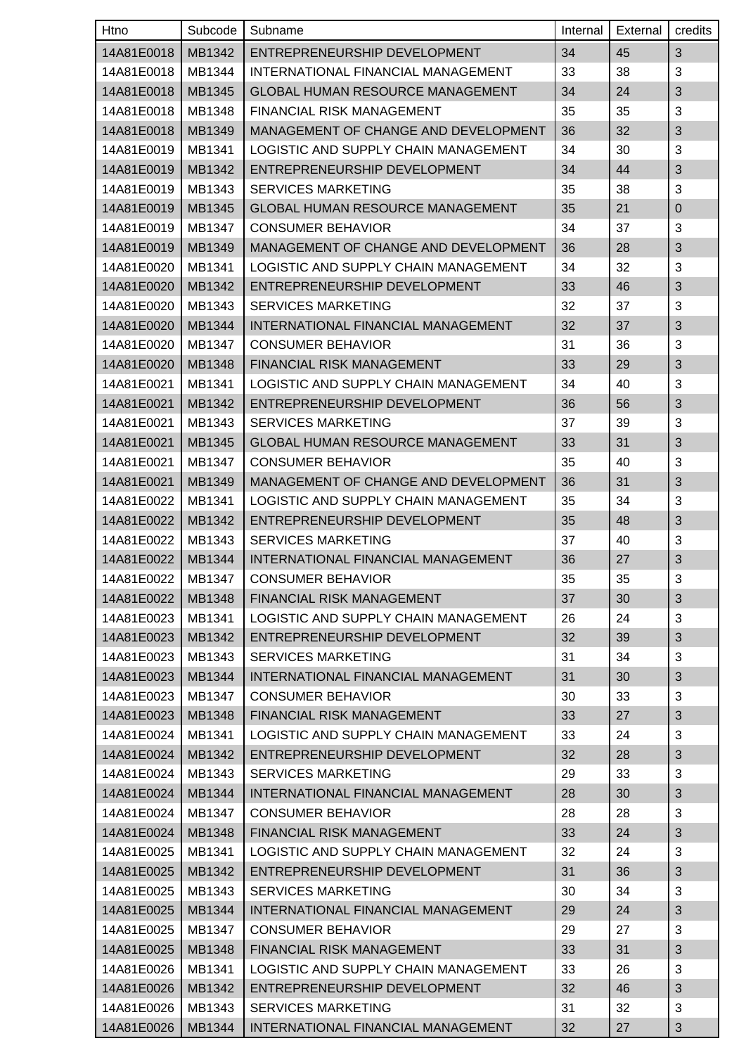| Htno | Subcode | Subname | Internal | External | credits |
|---|---|---|---|---|---|
| 14A81E0018 | MB1342 | ENTREPRENEURSHIP DEVELOPMENT | 34 | 45 | 3 |
| 14A81E0018 | MB1344 | INTERNATIONAL FINANCIAL MANAGEMENT | 33 | 38 | 3 |
| 14A81E0018 | MB1345 | GLOBAL HUMAN RESOURCE MANAGEMENT | 34 | 24 | 3 |
| 14A81E0018 | MB1348 | FINANCIAL RISK MANAGEMENT | 35 | 35 | 3 |
| 14A81E0018 | MB1349 | MANAGEMENT OF CHANGE AND DEVELOPMENT | 36 | 32 | 3 |
| 14A81E0019 | MB1341 | LOGISTIC AND SUPPLY CHAIN MANAGEMENT | 34 | 30 | 3 |
| 14A81E0019 | MB1342 | ENTREPRENEURSHIP DEVELOPMENT | 34 | 44 | 3 |
| 14A81E0019 | MB1343 | SERVICES MARKETING | 35 | 38 | 3 |
| 14A81E0019 | MB1345 | GLOBAL HUMAN RESOURCE MANAGEMENT | 35 | 21 | 0 |
| 14A81E0019 | MB1347 | CONSUMER BEHAVIOR | 34 | 37 | 3 |
| 14A81E0019 | MB1349 | MANAGEMENT OF CHANGE AND DEVELOPMENT | 36 | 28 | 3 |
| 14A81E0020 | MB1341 | LOGISTIC AND SUPPLY CHAIN MANAGEMENT | 34 | 32 | 3 |
| 14A81E0020 | MB1342 | ENTREPRENEURSHIP DEVELOPMENT | 33 | 46 | 3 |
| 14A81E0020 | MB1343 | SERVICES MARKETING | 32 | 37 | 3 |
| 14A81E0020 | MB1344 | INTERNATIONAL FINANCIAL MANAGEMENT | 32 | 37 | 3 |
| 14A81E0020 | MB1347 | CONSUMER BEHAVIOR | 31 | 36 | 3 |
| 14A81E0020 | MB1348 | FINANCIAL RISK MANAGEMENT | 33 | 29 | 3 |
| 14A81E0021 | MB1341 | LOGISTIC AND SUPPLY CHAIN MANAGEMENT | 34 | 40 | 3 |
| 14A81E0021 | MB1342 | ENTREPRENEURSHIP DEVELOPMENT | 36 | 56 | 3 |
| 14A81E0021 | MB1343 | SERVICES MARKETING | 37 | 39 | 3 |
| 14A81E0021 | MB1345 | GLOBAL HUMAN RESOURCE MANAGEMENT | 33 | 31 | 3 |
| 14A81E0021 | MB1347 | CONSUMER BEHAVIOR | 35 | 40 | 3 |
| 14A81E0021 | MB1349 | MANAGEMENT OF CHANGE AND DEVELOPMENT | 36 | 31 | 3 |
| 14A81E0022 | MB1341 | LOGISTIC AND SUPPLY CHAIN MANAGEMENT | 35 | 34 | 3 |
| 14A81E0022 | MB1342 | ENTREPRENEURSHIP DEVELOPMENT | 35 | 48 | 3 |
| 14A81E0022 | MB1343 | SERVICES MARKETING | 37 | 40 | 3 |
| 14A81E0022 | MB1344 | INTERNATIONAL FINANCIAL MANAGEMENT | 36 | 27 | 3 |
| 14A81E0022 | MB1347 | CONSUMER BEHAVIOR | 35 | 35 | 3 |
| 14A81E0022 | MB1348 | FINANCIAL RISK MANAGEMENT | 37 | 30 | 3 |
| 14A81E0023 | MB1341 | LOGISTIC AND SUPPLY CHAIN MANAGEMENT | 26 | 24 | 3 |
| 14A81E0023 | MB1342 | ENTREPRENEURSHIP DEVELOPMENT | 32 | 39 | 3 |
| 14A81E0023 | MB1343 | SERVICES MARKETING | 31 | 34 | 3 |
| 14A81E0023 | MB1344 | INTERNATIONAL FINANCIAL MANAGEMENT | 31 | 30 | 3 |
| 14A81E0023 | MB1347 | CONSUMER BEHAVIOR | 30 | 33 | 3 |
| 14A81E0023 | MB1348 | FINANCIAL RISK MANAGEMENT | 33 | 27 | 3 |
| 14A81E0024 | MB1341 | LOGISTIC AND SUPPLY CHAIN MANAGEMENT | 33 | 24 | 3 |
| 14A81E0024 | MB1342 | ENTREPRENEURSHIP DEVELOPMENT | 32 | 28 | 3 |
| 14A81E0024 | MB1343 | SERVICES MARKETING | 29 | 33 | 3 |
| 14A81E0024 | MB1344 | INTERNATIONAL FINANCIAL MANAGEMENT | 28 | 30 | 3 |
| 14A81E0024 | MB1347 | CONSUMER BEHAVIOR | 28 | 28 | 3 |
| 14A81E0024 | MB1348 | FINANCIAL RISK MANAGEMENT | 33 | 24 | 3 |
| 14A81E0025 | MB1341 | LOGISTIC AND SUPPLY CHAIN MANAGEMENT | 32 | 24 | 3 |
| 14A81E0025 | MB1342 | ENTREPRENEURSHIP DEVELOPMENT | 31 | 36 | 3 |
| 14A81E0025 | MB1343 | SERVICES MARKETING | 30 | 34 | 3 |
| 14A81E0025 | MB1344 | INTERNATIONAL FINANCIAL MANAGEMENT | 29 | 24 | 3 |
| 14A81E0025 | MB1347 | CONSUMER BEHAVIOR | 29 | 27 | 3 |
| 14A81E0025 | MB1348 | FINANCIAL RISK MANAGEMENT | 33 | 31 | 3 |
| 14A81E0026 | MB1341 | LOGISTIC AND SUPPLY CHAIN MANAGEMENT | 33 | 26 | 3 |
| 14A81E0026 | MB1342 | ENTREPRENEURSHIP DEVELOPMENT | 32 | 46 | 3 |
| 14A81E0026 | MB1343 | SERVICES MARKETING | 31 | 32 | 3 |
| 14A81E0026 | MB1344 | INTERNATIONAL FINANCIAL MANAGEMENT | 32 | 27 | 3 |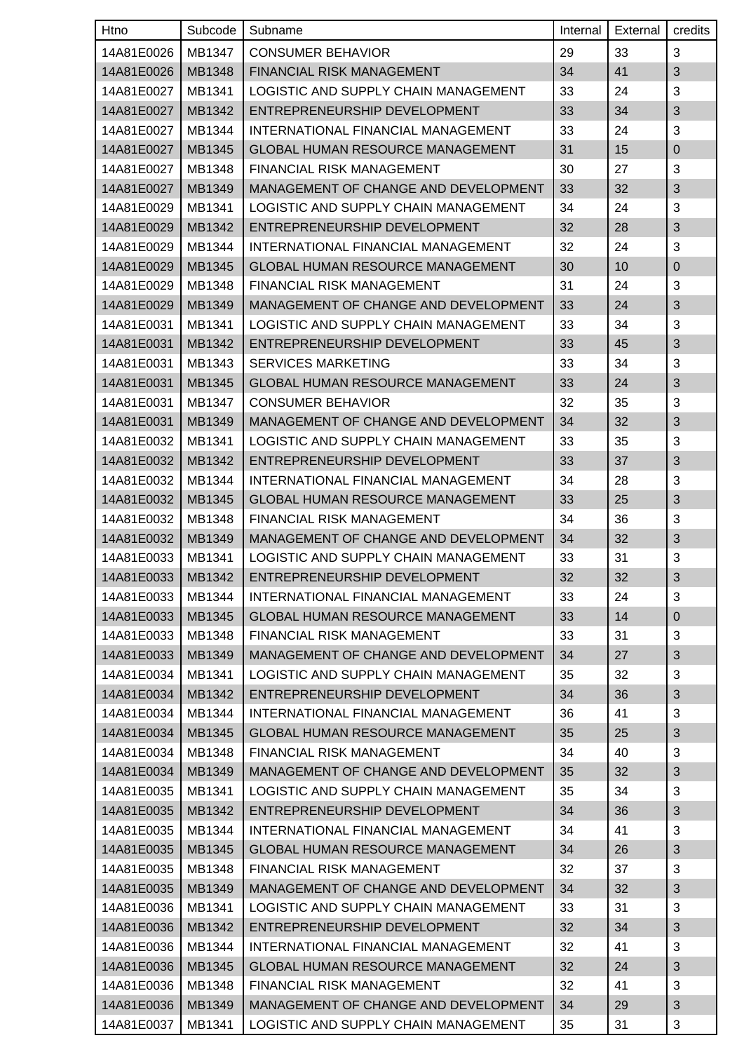| Htno | Subcode | Subname | Internal | External | credits |
|---|---|---|---|---|---|
| 14A81E0026 | MB1347 | CONSUMER BEHAVIOR | 29 | 33 | 3 |
| 14A81E0026 | MB1348 | FINANCIAL RISK MANAGEMENT | 34 | 41 | 3 |
| 14A81E0027 | MB1341 | LOGISTIC AND SUPPLY CHAIN MANAGEMENT | 33 | 24 | 3 |
| 14A81E0027 | MB1342 | ENTREPRENEURSHIP DEVELOPMENT | 33 | 34 | 3 |
| 14A81E0027 | MB1344 | INTERNATIONAL FINANCIAL MANAGEMENT | 33 | 24 | 3 |
| 14A81E0027 | MB1345 | GLOBAL HUMAN RESOURCE MANAGEMENT | 31 | 15 | 0 |
| 14A81E0027 | MB1348 | FINANCIAL RISK MANAGEMENT | 30 | 27 | 3 |
| 14A81E0027 | MB1349 | MANAGEMENT OF CHANGE AND DEVELOPMENT | 33 | 32 | 3 |
| 14A81E0029 | MB1341 | LOGISTIC AND SUPPLY CHAIN MANAGEMENT | 34 | 24 | 3 |
| 14A81E0029 | MB1342 | ENTREPRENEURSHIP DEVELOPMENT | 32 | 28 | 3 |
| 14A81E0029 | MB1344 | INTERNATIONAL FINANCIAL MANAGEMENT | 32 | 24 | 3 |
| 14A81E0029 | MB1345 | GLOBAL HUMAN RESOURCE MANAGEMENT | 30 | 10 | 0 |
| 14A81E0029 | MB1348 | FINANCIAL RISK MANAGEMENT | 31 | 24 | 3 |
| 14A81E0029 | MB1349 | MANAGEMENT OF CHANGE AND DEVELOPMENT | 33 | 24 | 3 |
| 14A81E0031 | MB1341 | LOGISTIC AND SUPPLY CHAIN MANAGEMENT | 33 | 34 | 3 |
| 14A81E0031 | MB1342 | ENTREPRENEURSHIP DEVELOPMENT | 33 | 45 | 3 |
| 14A81E0031 | MB1343 | SERVICES MARKETING | 33 | 34 | 3 |
| 14A81E0031 | MB1345 | GLOBAL HUMAN RESOURCE MANAGEMENT | 33 | 24 | 3 |
| 14A81E0031 | MB1347 | CONSUMER BEHAVIOR | 32 | 35 | 3 |
| 14A81E0031 | MB1349 | MANAGEMENT OF CHANGE AND DEVELOPMENT | 34 | 32 | 3 |
| 14A81E0032 | MB1341 | LOGISTIC AND SUPPLY CHAIN MANAGEMENT | 33 | 35 | 3 |
| 14A81E0032 | MB1342 | ENTREPRENEURSHIP DEVELOPMENT | 33 | 37 | 3 |
| 14A81E0032 | MB1344 | INTERNATIONAL FINANCIAL MANAGEMENT | 34 | 28 | 3 |
| 14A81E0032 | MB1345 | GLOBAL HUMAN RESOURCE MANAGEMENT | 33 | 25 | 3 |
| 14A81E0032 | MB1348 | FINANCIAL RISK MANAGEMENT | 34 | 36 | 3 |
| 14A81E0032 | MB1349 | MANAGEMENT OF CHANGE AND DEVELOPMENT | 34 | 32 | 3 |
| 14A81E0033 | MB1341 | LOGISTIC AND SUPPLY CHAIN MANAGEMENT | 33 | 31 | 3 |
| 14A81E0033 | MB1342 | ENTREPRENEURSHIP DEVELOPMENT | 32 | 32 | 3 |
| 14A81E0033 | MB1344 | INTERNATIONAL FINANCIAL MANAGEMENT | 33 | 24 | 3 |
| 14A81E0033 | MB1345 | GLOBAL HUMAN RESOURCE MANAGEMENT | 33 | 14 | 0 |
| 14A81E0033 | MB1348 | FINANCIAL RISK MANAGEMENT | 33 | 31 | 3 |
| 14A81E0033 | MB1349 | MANAGEMENT OF CHANGE AND DEVELOPMENT | 34 | 27 | 3 |
| 14A81E0034 | MB1341 | LOGISTIC AND SUPPLY CHAIN MANAGEMENT | 35 | 32 | 3 |
| 14A81E0034 | MB1342 | ENTREPRENEURSHIP DEVELOPMENT | 34 | 36 | 3 |
| 14A81E0034 | MB1344 | INTERNATIONAL FINANCIAL MANAGEMENT | 36 | 41 | 3 |
| 14A81E0034 | MB1345 | GLOBAL HUMAN RESOURCE MANAGEMENT | 35 | 25 | 3 |
| 14A81E0034 | MB1348 | FINANCIAL RISK MANAGEMENT | 34 | 40 | 3 |
| 14A81E0034 | MB1349 | MANAGEMENT OF CHANGE AND DEVELOPMENT | 35 | 32 | 3 |
| 14A81E0035 | MB1341 | LOGISTIC AND SUPPLY CHAIN MANAGEMENT | 35 | 34 | 3 |
| 14A81E0035 | MB1342 | ENTREPRENEURSHIP DEVELOPMENT | 34 | 36 | 3 |
| 14A81E0035 | MB1344 | INTERNATIONAL FINANCIAL MANAGEMENT | 34 | 41 | 3 |
| 14A81E0035 | MB1345 | GLOBAL HUMAN RESOURCE MANAGEMENT | 34 | 26 | 3 |
| 14A81E0035 | MB1348 | FINANCIAL RISK MANAGEMENT | 32 | 37 | 3 |
| 14A81E0035 | MB1349 | MANAGEMENT OF CHANGE AND DEVELOPMENT | 34 | 32 | 3 |
| 14A81E0036 | MB1341 | LOGISTIC AND SUPPLY CHAIN MANAGEMENT | 33 | 31 | 3 |
| 14A81E0036 | MB1342 | ENTREPRENEURSHIP DEVELOPMENT | 32 | 34 | 3 |
| 14A81E0036 | MB1344 | INTERNATIONAL FINANCIAL MANAGEMENT | 32 | 41 | 3 |
| 14A81E0036 | MB1345 | GLOBAL HUMAN RESOURCE MANAGEMENT | 32 | 24 | 3 |
| 14A81E0036 | MB1348 | FINANCIAL RISK MANAGEMENT | 32 | 41 | 3 |
| 14A81E0036 | MB1349 | MANAGEMENT OF CHANGE AND DEVELOPMENT | 34 | 29 | 3 |
| 14A81E0037 | MB1341 | LOGISTIC AND SUPPLY CHAIN MANAGEMENT | 35 | 31 | 3 |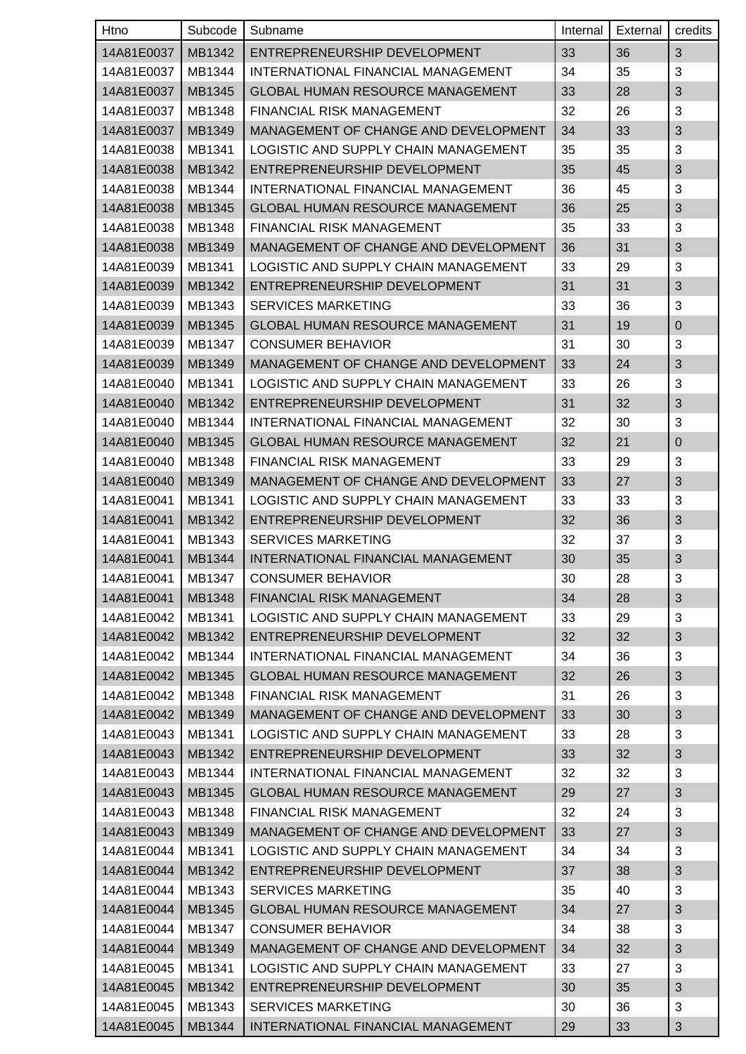| Htno | Subcode | Subname | Internal | External | credits |
|---|---|---|---|---|---|
| 14A81E0037 | MB1342 | ENTREPRENEURSHIP DEVELOPMENT | 33 | 36 | 3 |
| 14A81E0037 | MB1344 | INTERNATIONAL FINANCIAL MANAGEMENT | 34 | 35 | 3 |
| 14A81E0037 | MB1345 | GLOBAL HUMAN RESOURCE MANAGEMENT | 33 | 28 | 3 |
| 14A81E0037 | MB1348 | FINANCIAL RISK MANAGEMENT | 32 | 26 | 3 |
| 14A81E0037 | MB1349 | MANAGEMENT OF CHANGE AND DEVELOPMENT | 34 | 33 | 3 |
| 14A81E0038 | MB1341 | LOGISTIC AND SUPPLY CHAIN MANAGEMENT | 35 | 35 | 3 |
| 14A81E0038 | MB1342 | ENTREPRENEURSHIP DEVELOPMENT | 35 | 45 | 3 |
| 14A81E0038 | MB1344 | INTERNATIONAL FINANCIAL MANAGEMENT | 36 | 45 | 3 |
| 14A81E0038 | MB1345 | GLOBAL HUMAN RESOURCE MANAGEMENT | 36 | 25 | 3 |
| 14A81E0038 | MB1348 | FINANCIAL RISK MANAGEMENT | 35 | 33 | 3 |
| 14A81E0038 | MB1349 | MANAGEMENT OF CHANGE AND DEVELOPMENT | 36 | 31 | 3 |
| 14A81E0039 | MB1341 | LOGISTIC AND SUPPLY CHAIN MANAGEMENT | 33 | 29 | 3 |
| 14A81E0039 | MB1342 | ENTREPRENEURSHIP DEVELOPMENT | 31 | 31 | 3 |
| 14A81E0039 | MB1343 | SERVICES MARKETING | 33 | 36 | 3 |
| 14A81E0039 | MB1345 | GLOBAL HUMAN RESOURCE MANAGEMENT | 31 | 19 | 0 |
| 14A81E0039 | MB1347 | CONSUMER BEHAVIOR | 31 | 30 | 3 |
| 14A81E0039 | MB1349 | MANAGEMENT OF CHANGE AND DEVELOPMENT | 33 | 24 | 3 |
| 14A81E0040 | MB1341 | LOGISTIC AND SUPPLY CHAIN MANAGEMENT | 33 | 26 | 3 |
| 14A81E0040 | MB1342 | ENTREPRENEURSHIP DEVELOPMENT | 31 | 32 | 3 |
| 14A81E0040 | MB1344 | INTERNATIONAL FINANCIAL MANAGEMENT | 32 | 30 | 3 |
| 14A81E0040 | MB1345 | GLOBAL HUMAN RESOURCE MANAGEMENT | 32 | 21 | 0 |
| 14A81E0040 | MB1348 | FINANCIAL RISK MANAGEMENT | 33 | 29 | 3 |
| 14A81E0040 | MB1349 | MANAGEMENT OF CHANGE AND DEVELOPMENT | 33 | 27 | 3 |
| 14A81E0041 | MB1341 | LOGISTIC AND SUPPLY CHAIN MANAGEMENT | 33 | 33 | 3 |
| 14A81E0041 | MB1342 | ENTREPRENEURSHIP DEVELOPMENT | 32 | 36 | 3 |
| 14A81E0041 | MB1343 | SERVICES MARKETING | 32 | 37 | 3 |
| 14A81E0041 | MB1344 | INTERNATIONAL FINANCIAL MANAGEMENT | 30 | 35 | 3 |
| 14A81E0041 | MB1347 | CONSUMER BEHAVIOR | 30 | 28 | 3 |
| 14A81E0041 | MB1348 | FINANCIAL RISK MANAGEMENT | 34 | 28 | 3 |
| 14A81E0042 | MB1341 | LOGISTIC AND SUPPLY CHAIN MANAGEMENT | 33 | 29 | 3 |
| 14A81E0042 | MB1342 | ENTREPRENEURSHIP DEVELOPMENT | 32 | 32 | 3 |
| 14A81E0042 | MB1344 | INTERNATIONAL FINANCIAL MANAGEMENT | 34 | 36 | 3 |
| 14A81E0042 | MB1345 | GLOBAL HUMAN RESOURCE MANAGEMENT | 32 | 26 | 3 |
| 14A81E0042 | MB1348 | FINANCIAL RISK MANAGEMENT | 31 | 26 | 3 |
| 14A81E0042 | MB1349 | MANAGEMENT OF CHANGE AND DEVELOPMENT | 33 | 30 | 3 |
| 14A81E0043 | MB1341 | LOGISTIC AND SUPPLY CHAIN MANAGEMENT | 33 | 28 | 3 |
| 14A81E0043 | MB1342 | ENTREPRENEURSHIP DEVELOPMENT | 33 | 32 | 3 |
| 14A81E0043 | MB1344 | INTERNATIONAL FINANCIAL MANAGEMENT | 32 | 32 | 3 |
| 14A81E0043 | MB1345 | GLOBAL HUMAN RESOURCE MANAGEMENT | 29 | 27 | 3 |
| 14A81E0043 | MB1348 | FINANCIAL RISK MANAGEMENT | 32 | 24 | 3 |
| 14A81E0043 | MB1349 | MANAGEMENT OF CHANGE AND DEVELOPMENT | 33 | 27 | 3 |
| 14A81E0044 | MB1341 | LOGISTIC AND SUPPLY CHAIN MANAGEMENT | 34 | 34 | 3 |
| 14A81E0044 | MB1342 | ENTREPRENEURSHIP DEVELOPMENT | 37 | 38 | 3 |
| 14A81E0044 | MB1343 | SERVICES MARKETING | 35 | 40 | 3 |
| 14A81E0044 | MB1345 | GLOBAL HUMAN RESOURCE MANAGEMENT | 34 | 27 | 3 |
| 14A81E0044 | MB1347 | CONSUMER BEHAVIOR | 34 | 38 | 3 |
| 14A81E0044 | MB1349 | MANAGEMENT OF CHANGE AND DEVELOPMENT | 34 | 32 | 3 |
| 14A81E0045 | MB1341 | LOGISTIC AND SUPPLY CHAIN MANAGEMENT | 33 | 27 | 3 |
| 14A81E0045 | MB1342 | ENTREPRENEURSHIP DEVELOPMENT | 30 | 35 | 3 |
| 14A81E0045 | MB1343 | SERVICES MARKETING | 30 | 36 | 3 |
| 14A81E0045 | MB1344 | INTERNATIONAL FINANCIAL MANAGEMENT | 29 | 33 | 3 |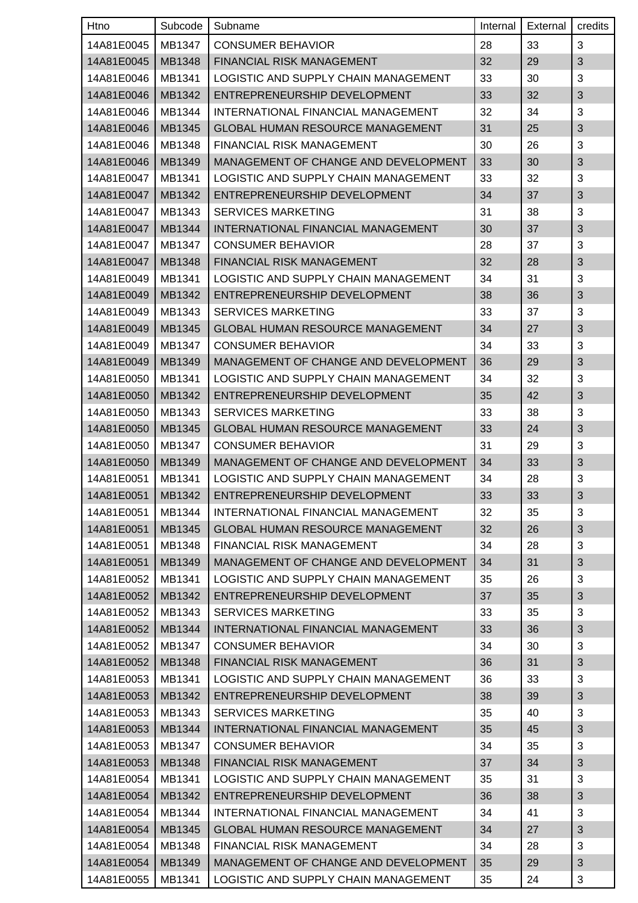| Htno | Subcode | Subname | Internal | External | credits |
|---|---|---|---|---|---|
| 14A81E0045 | MB1347 | CONSUMER BEHAVIOR | 28 | 33 | 3 |
| 14A81E0045 | MB1348 | FINANCIAL RISK MANAGEMENT | 32 | 29 | 3 |
| 14A81E0046 | MB1341 | LOGISTIC AND SUPPLY CHAIN MANAGEMENT | 33 | 30 | 3 |
| 14A81E0046 | MB1342 | ENTREPRENEURSHIP DEVELOPMENT | 33 | 32 | 3 |
| 14A81E0046 | MB1344 | INTERNATIONAL FINANCIAL MANAGEMENT | 32 | 34 | 3 |
| 14A81E0046 | MB1345 | GLOBAL HUMAN RESOURCE MANAGEMENT | 31 | 25 | 3 |
| 14A81E0046 | MB1348 | FINANCIAL RISK MANAGEMENT | 30 | 26 | 3 |
| 14A81E0046 | MB1349 | MANAGEMENT OF CHANGE AND DEVELOPMENT | 33 | 30 | 3 |
| 14A81E0047 | MB1341 | LOGISTIC AND SUPPLY CHAIN MANAGEMENT | 33 | 32 | 3 |
| 14A81E0047 | MB1342 | ENTREPRENEURSHIP DEVELOPMENT | 34 | 37 | 3 |
| 14A81E0047 | MB1343 | SERVICES MARKETING | 31 | 38 | 3 |
| 14A81E0047 | MB1344 | INTERNATIONAL FINANCIAL MANAGEMENT | 30 | 37 | 3 |
| 14A81E0047 | MB1347 | CONSUMER BEHAVIOR | 28 | 37 | 3 |
| 14A81E0047 | MB1348 | FINANCIAL RISK MANAGEMENT | 32 | 28 | 3 |
| 14A81E0049 | MB1341 | LOGISTIC AND SUPPLY CHAIN MANAGEMENT | 34 | 31 | 3 |
| 14A81E0049 | MB1342 | ENTREPRENEURSHIP DEVELOPMENT | 38 | 36 | 3 |
| 14A81E0049 | MB1343 | SERVICES MARKETING | 33 | 37 | 3 |
| 14A81E0049 | MB1345 | GLOBAL HUMAN RESOURCE MANAGEMENT | 34 | 27 | 3 |
| 14A81E0049 | MB1347 | CONSUMER BEHAVIOR | 34 | 33 | 3 |
| 14A81E0049 | MB1349 | MANAGEMENT OF CHANGE AND DEVELOPMENT | 36 | 29 | 3 |
| 14A81E0050 | MB1341 | LOGISTIC AND SUPPLY CHAIN MANAGEMENT | 34 | 32 | 3 |
| 14A81E0050 | MB1342 | ENTREPRENEURSHIP DEVELOPMENT | 35 | 42 | 3 |
| 14A81E0050 | MB1343 | SERVICES MARKETING | 33 | 38 | 3 |
| 14A81E0050 | MB1345 | GLOBAL HUMAN RESOURCE MANAGEMENT | 33 | 24 | 3 |
| 14A81E0050 | MB1347 | CONSUMER BEHAVIOR | 31 | 29 | 3 |
| 14A81E0050 | MB1349 | MANAGEMENT OF CHANGE AND DEVELOPMENT | 34 | 33 | 3 |
| 14A81E0051 | MB1341 | LOGISTIC AND SUPPLY CHAIN MANAGEMENT | 34 | 28 | 3 |
| 14A81E0051 | MB1342 | ENTREPRENEURSHIP DEVELOPMENT | 33 | 33 | 3 |
| 14A81E0051 | MB1344 | INTERNATIONAL FINANCIAL MANAGEMENT | 32 | 35 | 3 |
| 14A81E0051 | MB1345 | GLOBAL HUMAN RESOURCE MANAGEMENT | 32 | 26 | 3 |
| 14A81E0051 | MB1348 | FINANCIAL RISK MANAGEMENT | 34 | 28 | 3 |
| 14A81E0051 | MB1349 | MANAGEMENT OF CHANGE AND DEVELOPMENT | 34 | 31 | 3 |
| 14A81E0052 | MB1341 | LOGISTIC AND SUPPLY CHAIN MANAGEMENT | 35 | 26 | 3 |
| 14A81E0052 | MB1342 | ENTREPRENEURSHIP DEVELOPMENT | 37 | 35 | 3 |
| 14A81E0052 | MB1343 | SERVICES MARKETING | 33 | 35 | 3 |
| 14A81E0052 | MB1344 | INTERNATIONAL FINANCIAL MANAGEMENT | 33 | 36 | 3 |
| 14A81E0052 | MB1347 | CONSUMER BEHAVIOR | 34 | 30 | 3 |
| 14A81E0052 | MB1348 | FINANCIAL RISK MANAGEMENT | 36 | 31 | 3 |
| 14A81E0053 | MB1341 | LOGISTIC AND SUPPLY CHAIN MANAGEMENT | 36 | 33 | 3 |
| 14A81E0053 | MB1342 | ENTREPRENEURSHIP DEVELOPMENT | 38 | 39 | 3 |
| 14A81E0053 | MB1343 | SERVICES MARKETING | 35 | 40 | 3 |
| 14A81E0053 | MB1344 | INTERNATIONAL FINANCIAL MANAGEMENT | 35 | 45 | 3 |
| 14A81E0053 | MB1347 | CONSUMER BEHAVIOR | 34 | 35 | 3 |
| 14A81E0053 | MB1348 | FINANCIAL RISK MANAGEMENT | 37 | 34 | 3 |
| 14A81E0054 | MB1341 | LOGISTIC AND SUPPLY CHAIN MANAGEMENT | 35 | 31 | 3 |
| 14A81E0054 | MB1342 | ENTREPRENEURSHIP DEVELOPMENT | 36 | 38 | 3 |
| 14A81E0054 | MB1344 | INTERNATIONAL FINANCIAL MANAGEMENT | 34 | 41 | 3 |
| 14A81E0054 | MB1345 | GLOBAL HUMAN RESOURCE MANAGEMENT | 34 | 27 | 3 |
| 14A81E0054 | MB1348 | FINANCIAL RISK MANAGEMENT | 34 | 28 | 3 |
| 14A81E0054 | MB1349 | MANAGEMENT OF CHANGE AND DEVELOPMENT | 35 | 29 | 3 |
| 14A81E0055 | MB1341 | LOGISTIC AND SUPPLY CHAIN MANAGEMENT | 35 | 24 | 3 |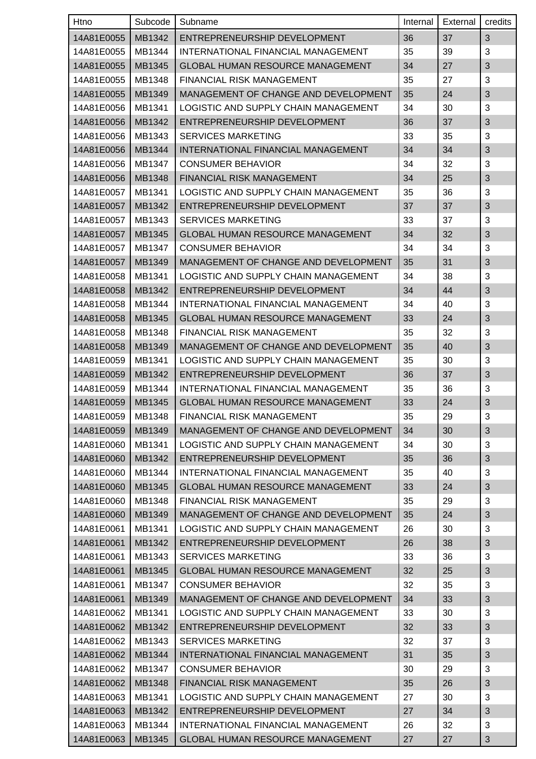| Htno | Subcode | Subname | Internal | External | credits |
|---|---|---|---|---|---|
| 14A81E0055 | MB1342 | ENTREPRENEURSHIP DEVELOPMENT | 36 | 37 | 3 |
| 14A81E0055 | MB1344 | INTERNATIONAL FINANCIAL MANAGEMENT | 35 | 39 | 3 |
| 14A81E0055 | MB1345 | GLOBAL HUMAN RESOURCE MANAGEMENT | 34 | 27 | 3 |
| 14A81E0055 | MB1348 | FINANCIAL RISK MANAGEMENT | 35 | 27 | 3 |
| 14A81E0055 | MB1349 | MANAGEMENT OF CHANGE AND DEVELOPMENT | 35 | 24 | 3 |
| 14A81E0056 | MB1341 | LOGISTIC AND SUPPLY CHAIN MANAGEMENT | 34 | 30 | 3 |
| 14A81E0056 | MB1342 | ENTREPRENEURSHIP DEVELOPMENT | 36 | 37 | 3 |
| 14A81E0056 | MB1343 | SERVICES MARKETING | 33 | 35 | 3 |
| 14A81E0056 | MB1344 | INTERNATIONAL FINANCIAL MANAGEMENT | 34 | 34 | 3 |
| 14A81E0056 | MB1347 | CONSUMER BEHAVIOR | 34 | 32 | 3 |
| 14A81E0056 | MB1348 | FINANCIAL RISK MANAGEMENT | 34 | 25 | 3 |
| 14A81E0057 | MB1341 | LOGISTIC AND SUPPLY CHAIN MANAGEMENT | 35 | 36 | 3 |
| 14A81E0057 | MB1342 | ENTREPRENEURSHIP DEVELOPMENT | 37 | 37 | 3 |
| 14A81E0057 | MB1343 | SERVICES MARKETING | 33 | 37 | 3 |
| 14A81E0057 | MB1345 | GLOBAL HUMAN RESOURCE MANAGEMENT | 34 | 32 | 3 |
| 14A81E0057 | MB1347 | CONSUMER BEHAVIOR | 34 | 34 | 3 |
| 14A81E0057 | MB1349 | MANAGEMENT OF CHANGE AND DEVELOPMENT | 35 | 31 | 3 |
| 14A81E0058 | MB1341 | LOGISTIC AND SUPPLY CHAIN MANAGEMENT | 34 | 38 | 3 |
| 14A81E0058 | MB1342 | ENTREPRENEURSHIP DEVELOPMENT | 34 | 44 | 3 |
| 14A81E0058 | MB1344 | INTERNATIONAL FINANCIAL MANAGEMENT | 34 | 40 | 3 |
| 14A81E0058 | MB1345 | GLOBAL HUMAN RESOURCE MANAGEMENT | 33 | 24 | 3 |
| 14A81E0058 | MB1348 | FINANCIAL RISK MANAGEMENT | 35 | 32 | 3 |
| 14A81E0058 | MB1349 | MANAGEMENT OF CHANGE AND DEVELOPMENT | 35 | 40 | 3 |
| 14A81E0059 | MB1341 | LOGISTIC AND SUPPLY CHAIN MANAGEMENT | 35 | 30 | 3 |
| 14A81E0059 | MB1342 | ENTREPRENEURSHIP DEVELOPMENT | 36 | 37 | 3 |
| 14A81E0059 | MB1344 | INTERNATIONAL FINANCIAL MANAGEMENT | 35 | 36 | 3 |
| 14A81E0059 | MB1345 | GLOBAL HUMAN RESOURCE MANAGEMENT | 33 | 24 | 3 |
| 14A81E0059 | MB1348 | FINANCIAL RISK MANAGEMENT | 35 | 29 | 3 |
| 14A81E0059 | MB1349 | MANAGEMENT OF CHANGE AND DEVELOPMENT | 34 | 30 | 3 |
| 14A81E0060 | MB1341 | LOGISTIC AND SUPPLY CHAIN MANAGEMENT | 34 | 30 | 3 |
| 14A81E0060 | MB1342 | ENTREPRENEURSHIP DEVELOPMENT | 35 | 36 | 3 |
| 14A81E0060 | MB1344 | INTERNATIONAL FINANCIAL MANAGEMENT | 35 | 40 | 3 |
| 14A81E0060 | MB1345 | GLOBAL HUMAN RESOURCE MANAGEMENT | 33 | 24 | 3 |
| 14A81E0060 | MB1348 | FINANCIAL RISK MANAGEMENT | 35 | 29 | 3 |
| 14A81E0060 | MB1349 | MANAGEMENT OF CHANGE AND DEVELOPMENT | 35 | 24 | 3 |
| 14A81E0061 | MB1341 | LOGISTIC AND SUPPLY CHAIN MANAGEMENT | 26 | 30 | 3 |
| 14A81E0061 | MB1342 | ENTREPRENEURSHIP DEVELOPMENT | 26 | 38 | 3 |
| 14A81E0061 | MB1343 | SERVICES MARKETING | 33 | 36 | 3 |
| 14A81E0061 | MB1345 | GLOBAL HUMAN RESOURCE MANAGEMENT | 32 | 25 | 3 |
| 14A81E0061 | MB1347 | CONSUMER BEHAVIOR | 32 | 35 | 3 |
| 14A81E0061 | MB1349 | MANAGEMENT OF CHANGE AND DEVELOPMENT | 34 | 33 | 3 |
| 14A81E0062 | MB1341 | LOGISTIC AND SUPPLY CHAIN MANAGEMENT | 33 | 30 | 3 |
| 14A81E0062 | MB1342 | ENTREPRENEURSHIP DEVELOPMENT | 32 | 33 | 3 |
| 14A81E0062 | MB1343 | SERVICES MARKETING | 32 | 37 | 3 |
| 14A81E0062 | MB1344 | INTERNATIONAL FINANCIAL MANAGEMENT | 31 | 35 | 3 |
| 14A81E0062 | MB1347 | CONSUMER BEHAVIOR | 30 | 29 | 3 |
| 14A81E0062 | MB1348 | FINANCIAL RISK MANAGEMENT | 35 | 26 | 3 |
| 14A81E0063 | MB1341 | LOGISTIC AND SUPPLY CHAIN MANAGEMENT | 27 | 30 | 3 |
| 14A81E0063 | MB1342 | ENTREPRENEURSHIP DEVELOPMENT | 27 | 34 | 3 |
| 14A81E0063 | MB1344 | INTERNATIONAL FINANCIAL MANAGEMENT | 26 | 32 | 3 |
| 14A81E0063 | MB1345 | GLOBAL HUMAN RESOURCE MANAGEMENT | 27 | 27 | 3 |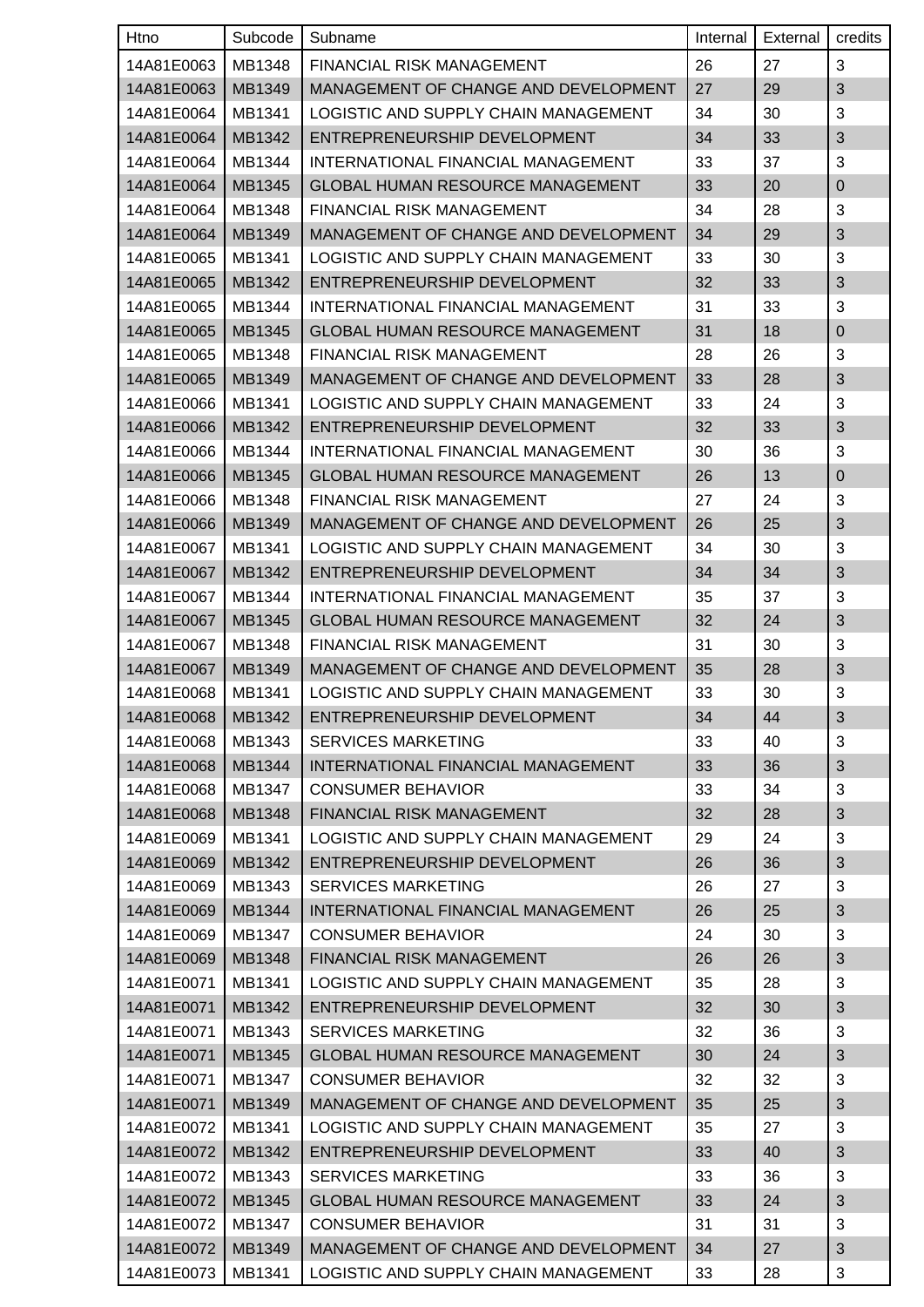| Htno | Subcode | Subname | Internal | External | credits |
|---|---|---|---|---|---|
| 14A81E0063 | MB1348 | FINANCIAL RISK MANAGEMENT | 26 | 27 | 3 |
| 14A81E0063 | MB1349 | MANAGEMENT OF CHANGE AND DEVELOPMENT | 27 | 29 | 3 |
| 14A81E0064 | MB1341 | LOGISTIC AND SUPPLY CHAIN MANAGEMENT | 34 | 30 | 3 |
| 14A81E0064 | MB1342 | ENTREPRENEURSHIP DEVELOPMENT | 34 | 33 | 3 |
| 14A81E0064 | MB1344 | INTERNATIONAL FINANCIAL MANAGEMENT | 33 | 37 | 3 |
| 14A81E0064 | MB1345 | GLOBAL HUMAN RESOURCE MANAGEMENT | 33 | 20 | 0 |
| 14A81E0064 | MB1348 | FINANCIAL RISK MANAGEMENT | 34 | 28 | 3 |
| 14A81E0064 | MB1349 | MANAGEMENT OF CHANGE AND DEVELOPMENT | 34 | 29 | 3 |
| 14A81E0065 | MB1341 | LOGISTIC AND SUPPLY CHAIN MANAGEMENT | 33 | 30 | 3 |
| 14A81E0065 | MB1342 | ENTREPRENEURSHIP DEVELOPMENT | 32 | 33 | 3 |
| 14A81E0065 | MB1344 | INTERNATIONAL FINANCIAL MANAGEMENT | 31 | 33 | 3 |
| 14A81E0065 | MB1345 | GLOBAL HUMAN RESOURCE MANAGEMENT | 31 | 18 | 0 |
| 14A81E0065 | MB1348 | FINANCIAL RISK MANAGEMENT | 28 | 26 | 3 |
| 14A81E0065 | MB1349 | MANAGEMENT OF CHANGE AND DEVELOPMENT | 33 | 28 | 3 |
| 14A81E0066 | MB1341 | LOGISTIC AND SUPPLY CHAIN MANAGEMENT | 33 | 24 | 3 |
| 14A81E0066 | MB1342 | ENTREPRENEURSHIP DEVELOPMENT | 32 | 33 | 3 |
| 14A81E0066 | MB1344 | INTERNATIONAL FINANCIAL MANAGEMENT | 30 | 36 | 3 |
| 14A81E0066 | MB1345 | GLOBAL HUMAN RESOURCE MANAGEMENT | 26 | 13 | 0 |
| 14A81E0066 | MB1348 | FINANCIAL RISK MANAGEMENT | 27 | 24 | 3 |
| 14A81E0066 | MB1349 | MANAGEMENT OF CHANGE AND DEVELOPMENT | 26 | 25 | 3 |
| 14A81E0067 | MB1341 | LOGISTIC AND SUPPLY CHAIN MANAGEMENT | 34 | 30 | 3 |
| 14A81E0067 | MB1342 | ENTREPRENEURSHIP DEVELOPMENT | 34 | 34 | 3 |
| 14A81E0067 | MB1344 | INTERNATIONAL FINANCIAL MANAGEMENT | 35 | 37 | 3 |
| 14A81E0067 | MB1345 | GLOBAL HUMAN RESOURCE MANAGEMENT | 32 | 24 | 3 |
| 14A81E0067 | MB1348 | FINANCIAL RISK MANAGEMENT | 31 | 30 | 3 |
| 14A81E0067 | MB1349 | MANAGEMENT OF CHANGE AND DEVELOPMENT | 35 | 28 | 3 |
| 14A81E0068 | MB1341 | LOGISTIC AND SUPPLY CHAIN MANAGEMENT | 33 | 30 | 3 |
| 14A81E0068 | MB1342 | ENTREPRENEURSHIP DEVELOPMENT | 34 | 44 | 3 |
| 14A81E0068 | MB1343 | SERVICES MARKETING | 33 | 40 | 3 |
| 14A81E0068 | MB1344 | INTERNATIONAL FINANCIAL MANAGEMENT | 33 | 36 | 3 |
| 14A81E0068 | MB1347 | CONSUMER BEHAVIOR | 33 | 34 | 3 |
| 14A81E0068 | MB1348 | FINANCIAL RISK MANAGEMENT | 32 | 28 | 3 |
| 14A81E0069 | MB1341 | LOGISTIC AND SUPPLY CHAIN MANAGEMENT | 29 | 24 | 3 |
| 14A81E0069 | MB1342 | ENTREPRENEURSHIP DEVELOPMENT | 26 | 36 | 3 |
| 14A81E0069 | MB1343 | SERVICES MARKETING | 26 | 27 | 3 |
| 14A81E0069 | MB1344 | INTERNATIONAL FINANCIAL MANAGEMENT | 26 | 25 | 3 |
| 14A81E0069 | MB1347 | CONSUMER BEHAVIOR | 24 | 30 | 3 |
| 14A81E0069 | MB1348 | FINANCIAL RISK MANAGEMENT | 26 | 26 | 3 |
| 14A81E0071 | MB1341 | LOGISTIC AND SUPPLY CHAIN MANAGEMENT | 35 | 28 | 3 |
| 14A81E0071 | MB1342 | ENTREPRENEURSHIP DEVELOPMENT | 32 | 30 | 3 |
| 14A81E0071 | MB1343 | SERVICES MARKETING | 32 | 36 | 3 |
| 14A81E0071 | MB1345 | GLOBAL HUMAN RESOURCE MANAGEMENT | 30 | 24 | 3 |
| 14A81E0071 | MB1347 | CONSUMER BEHAVIOR | 32 | 32 | 3 |
| 14A81E0071 | MB1349 | MANAGEMENT OF CHANGE AND DEVELOPMENT | 35 | 25 | 3 |
| 14A81E0072 | MB1341 | LOGISTIC AND SUPPLY CHAIN MANAGEMENT | 35 | 27 | 3 |
| 14A81E0072 | MB1342 | ENTREPRENEURSHIP DEVELOPMENT | 33 | 40 | 3 |
| 14A81E0072 | MB1343 | SERVICES MARKETING | 33 | 36 | 3 |
| 14A81E0072 | MB1345 | GLOBAL HUMAN RESOURCE MANAGEMENT | 33 | 24 | 3 |
| 14A81E0072 | MB1347 | CONSUMER BEHAVIOR | 31 | 31 | 3 |
| 14A81E0072 | MB1349 | MANAGEMENT OF CHANGE AND DEVELOPMENT | 34 | 27 | 3 |
| 14A81E0073 | MB1341 | LOGISTIC AND SUPPLY CHAIN MANAGEMENT | 33 | 28 | 3 |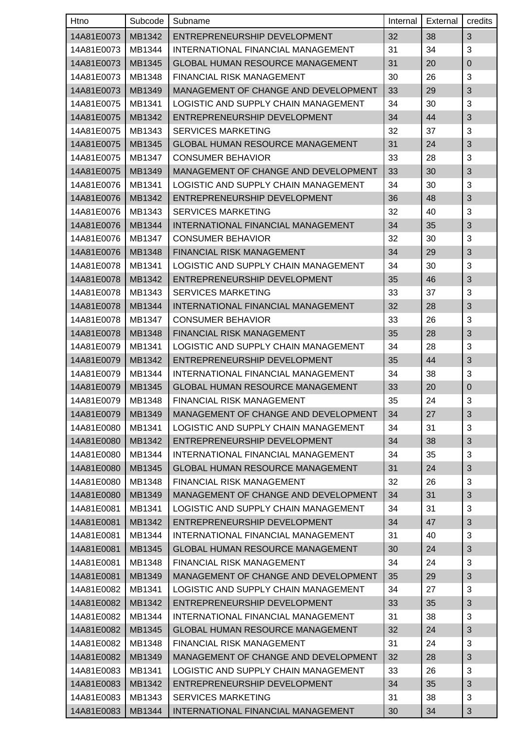| Htno | Subcode | Subname | Internal | External | credits |
|---|---|---|---|---|---|
| 14A81E0073 | MB1342 | ENTREPRENEURSHIP DEVELOPMENT | 32 | 38 | 3 |
| 14A81E0073 | MB1344 | INTERNATIONAL FINANCIAL MANAGEMENT | 31 | 34 | 3 |
| 14A81E0073 | MB1345 | GLOBAL HUMAN RESOURCE MANAGEMENT | 31 | 20 | 0 |
| 14A81E0073 | MB1348 | FINANCIAL RISK MANAGEMENT | 30 | 26 | 3 |
| 14A81E0073 | MB1349 | MANAGEMENT OF CHANGE AND DEVELOPMENT | 33 | 29 | 3 |
| 14A81E0075 | MB1341 | LOGISTIC AND SUPPLY CHAIN MANAGEMENT | 34 | 30 | 3 |
| 14A81E0075 | MB1342 | ENTREPRENEURSHIP DEVELOPMENT | 34 | 44 | 3 |
| 14A81E0075 | MB1343 | SERVICES MARKETING | 32 | 37 | 3 |
| 14A81E0075 | MB1345 | GLOBAL HUMAN RESOURCE MANAGEMENT | 31 | 24 | 3 |
| 14A81E0075 | MB1347 | CONSUMER BEHAVIOR | 33 | 28 | 3 |
| 14A81E0075 | MB1349 | MANAGEMENT OF CHANGE AND DEVELOPMENT | 33 | 30 | 3 |
| 14A81E0076 | MB1341 | LOGISTIC AND SUPPLY CHAIN MANAGEMENT | 34 | 30 | 3 |
| 14A81E0076 | MB1342 | ENTREPRENEURSHIP DEVELOPMENT | 36 | 48 | 3 |
| 14A81E0076 | MB1343 | SERVICES MARKETING | 32 | 40 | 3 |
| 14A81E0076 | MB1344 | INTERNATIONAL FINANCIAL MANAGEMENT | 34 | 35 | 3 |
| 14A81E0076 | MB1347 | CONSUMER BEHAVIOR | 32 | 30 | 3 |
| 14A81E0076 | MB1348 | FINANCIAL RISK MANAGEMENT | 34 | 29 | 3 |
| 14A81E0078 | MB1341 | LOGISTIC AND SUPPLY CHAIN MANAGEMENT | 34 | 30 | 3 |
| 14A81E0078 | MB1342 | ENTREPRENEURSHIP DEVELOPMENT | 35 | 46 | 3 |
| 14A81E0078 | MB1343 | SERVICES MARKETING | 33 | 37 | 3 |
| 14A81E0078 | MB1344 | INTERNATIONAL FINANCIAL MANAGEMENT | 32 | 28 | 3 |
| 14A81E0078 | MB1347 | CONSUMER BEHAVIOR | 33 | 26 | 3 |
| 14A81E0078 | MB1348 | FINANCIAL RISK MANAGEMENT | 35 | 28 | 3 |
| 14A81E0079 | MB1341 | LOGISTIC AND SUPPLY CHAIN MANAGEMENT | 34 | 28 | 3 |
| 14A81E0079 | MB1342 | ENTREPRENEURSHIP DEVELOPMENT | 35 | 44 | 3 |
| 14A81E0079 | MB1344 | INTERNATIONAL FINANCIAL MANAGEMENT | 34 | 38 | 3 |
| 14A81E0079 | MB1345 | GLOBAL HUMAN RESOURCE MANAGEMENT | 33 | 20 | 0 |
| 14A81E0079 | MB1348 | FINANCIAL RISK MANAGEMENT | 35 | 24 | 3 |
| 14A81E0079 | MB1349 | MANAGEMENT OF CHANGE AND DEVELOPMENT | 34 | 27 | 3 |
| 14A81E0080 | MB1341 | LOGISTIC AND SUPPLY CHAIN MANAGEMENT | 34 | 31 | 3 |
| 14A81E0080 | MB1342 | ENTREPRENEURSHIP DEVELOPMENT | 34 | 38 | 3 |
| 14A81E0080 | MB1344 | INTERNATIONAL FINANCIAL MANAGEMENT | 34 | 35 | 3 |
| 14A81E0080 | MB1345 | GLOBAL HUMAN RESOURCE MANAGEMENT | 31 | 24 | 3 |
| 14A81E0080 | MB1348 | FINANCIAL RISK MANAGEMENT | 32 | 26 | 3 |
| 14A81E0080 | MB1349 | MANAGEMENT OF CHANGE AND DEVELOPMENT | 34 | 31 | 3 |
| 14A81E0081 | MB1341 | LOGISTIC AND SUPPLY CHAIN MANAGEMENT | 34 | 31 | 3 |
| 14A81E0081 | MB1342 | ENTREPRENEURSHIP DEVELOPMENT | 34 | 47 | 3 |
| 14A81E0081 | MB1344 | INTERNATIONAL FINANCIAL MANAGEMENT | 31 | 40 | 3 |
| 14A81E0081 | MB1345 | GLOBAL HUMAN RESOURCE MANAGEMENT | 30 | 24 | 3 |
| 14A81E0081 | MB1348 | FINANCIAL RISK MANAGEMENT | 34 | 24 | 3 |
| 14A81E0081 | MB1349 | MANAGEMENT OF CHANGE AND DEVELOPMENT | 35 | 29 | 3 |
| 14A81E0082 | MB1341 | LOGISTIC AND SUPPLY CHAIN MANAGEMENT | 34 | 27 | 3 |
| 14A81E0082 | MB1342 | ENTREPRENEURSHIP DEVELOPMENT | 33 | 35 | 3 |
| 14A81E0082 | MB1344 | INTERNATIONAL FINANCIAL MANAGEMENT | 31 | 38 | 3 |
| 14A81E0082 | MB1345 | GLOBAL HUMAN RESOURCE MANAGEMENT | 32 | 24 | 3 |
| 14A81E0082 | MB1348 | FINANCIAL RISK MANAGEMENT | 31 | 24 | 3 |
| 14A81E0082 | MB1349 | MANAGEMENT OF CHANGE AND DEVELOPMENT | 32 | 28 | 3 |
| 14A81E0083 | MB1341 | LOGISTIC AND SUPPLY CHAIN MANAGEMENT | 33 | 26 | 3 |
| 14A81E0083 | MB1342 | ENTREPRENEURSHIP DEVELOPMENT | 34 | 35 | 3 |
| 14A81E0083 | MB1343 | SERVICES MARKETING | 31 | 38 | 3 |
| 14A81E0083 | MB1344 | INTERNATIONAL FINANCIAL MANAGEMENT | 30 | 34 | 3 |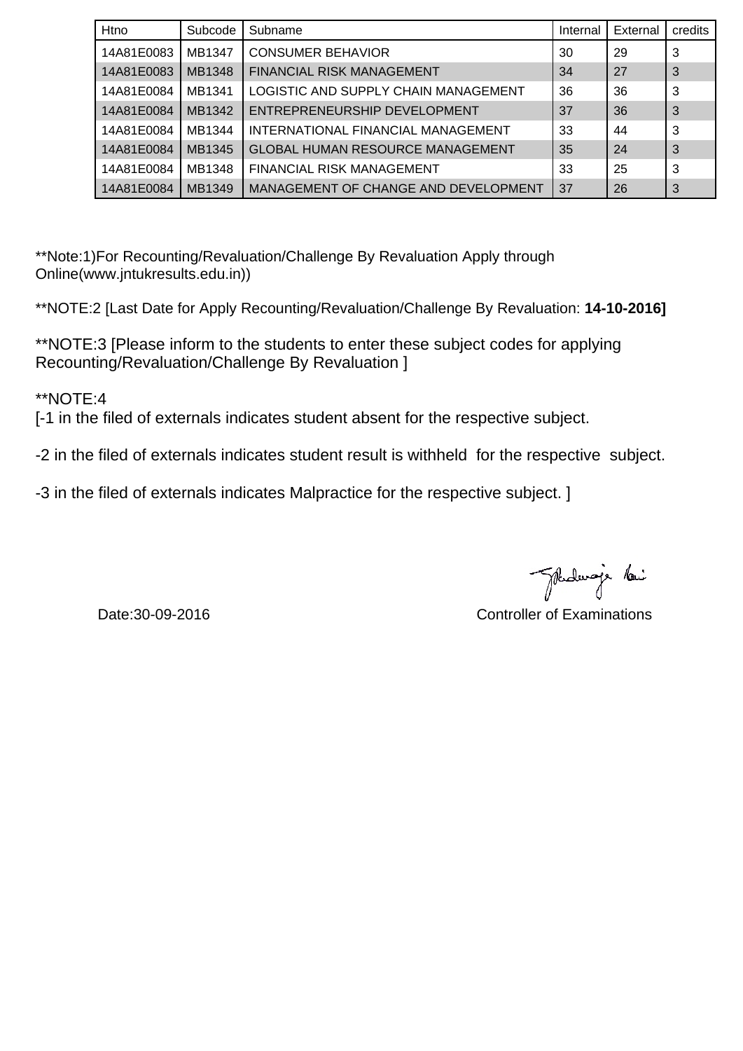| Htno | Subcode | Subname | Internal | External | credits |
|---|---|---|---|---|---|
| 14A81E0083 | MB1347 | CONSUMER BEHAVIOR | 30 | 29 | 3 |
| 14A81E0083 | MB1348 | FINANCIAL RISK MANAGEMENT | 34 | 27 | 3 |
| 14A81E0084 | MB1341 | LOGISTIC AND SUPPLY CHAIN MANAGEMENT | 36 | 36 | 3 |
| 14A81E0084 | MB1342 | ENTREPRENEURSHIP DEVELOPMENT | 37 | 36 | 3 |
| 14A81E0084 | MB1344 | INTERNATIONAL FINANCIAL MANAGEMENT | 33 | 44 | 3 |
| 14A81E0084 | MB1345 | GLOBAL HUMAN RESOURCE MANAGEMENT | 35 | 24 | 3 |
| 14A81E0084 | MB1348 | FINANCIAL RISK MANAGEMENT | 33 | 25 | 3 |
| 14A81E0084 | MB1349 | MANAGEMENT OF CHANGE AND DEVELOPMENT | 37 | 26 | 3 |

**Note:1)For Recounting/Revaluation/Challenge By Revaluation Apply through Online(www.jntukresults.edu.in))

**NOTE:2 [Last Date for Apply Recounting/Revaluation/Challenge By Revaluation: **14-10-2016]**

**NOTE:3 [Please inform to the students to enter these subject codes for applying Recounting/Revaluation/Challenge By Revaluation ]

**NOTE:4
[-1 in the filed of externals indicates student absent for the respective subject.

-2 in the filed of externals indicates student result is withheld for the respective subject.

-3 in the filed of externals indicates Malpractice for the respective subject. ]

Date:30-09-2016

Controller of Examinations